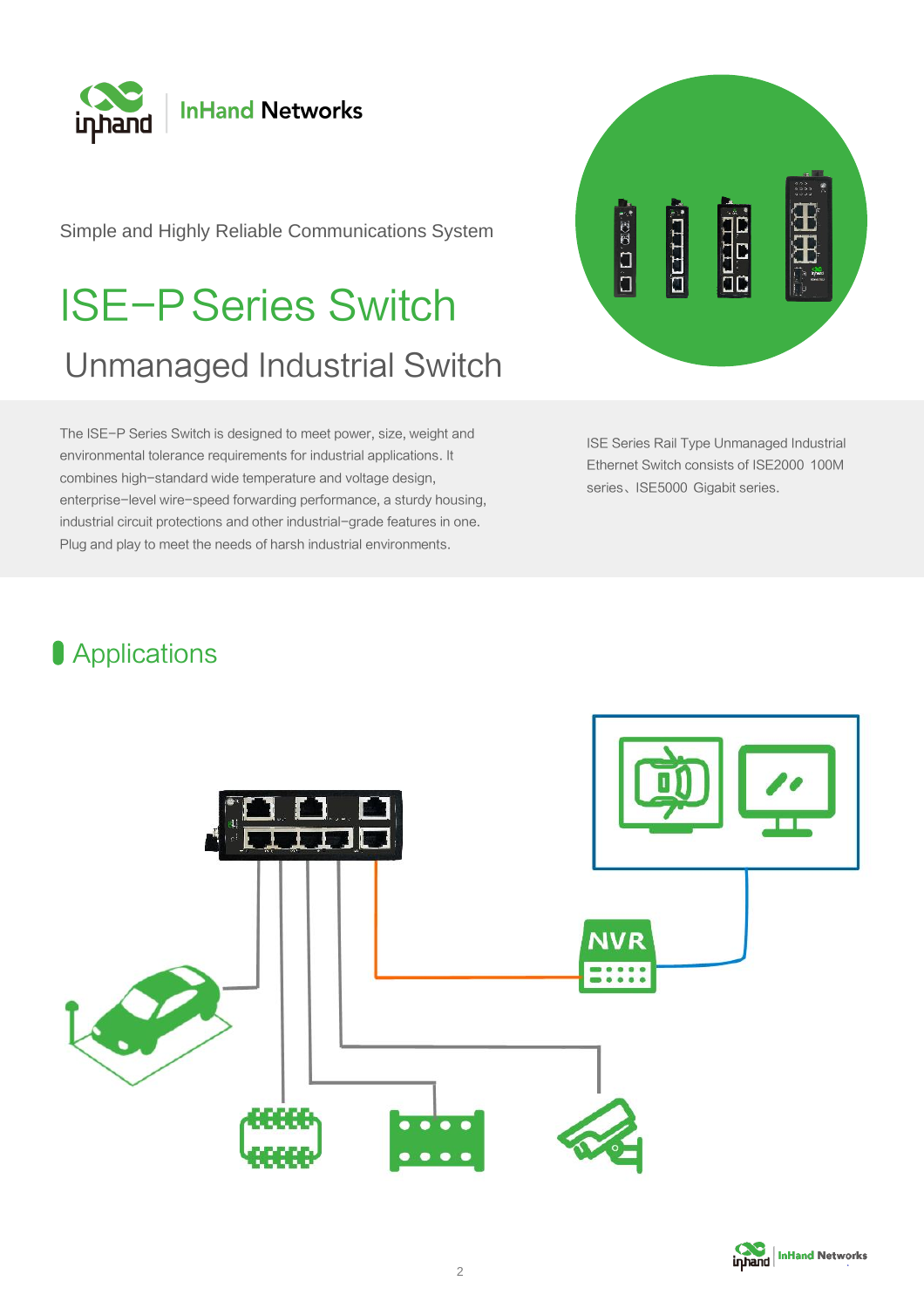Simple and Highly Reliable Communications System

# ISE−P Series Switch

## Unmanaged Industrial Switch

The ISE−P Series Switch is designed to meet power, size, weight and environmental tolerance requirements for industrial applications. It combines high−standard wide temperature and voltage design, enterprise−level wire−speed forwarding performance, a sturdy housing, industrial circuit protections and other industrial−grade features in one. Plug and play to meet the needs of harsh industrial environments.

ISE Series Rail Type Unmanaged Industrial Ethernet Switch consists of ISE2000 100M series、ISE5000 Gigabit series.

## Applications

NVR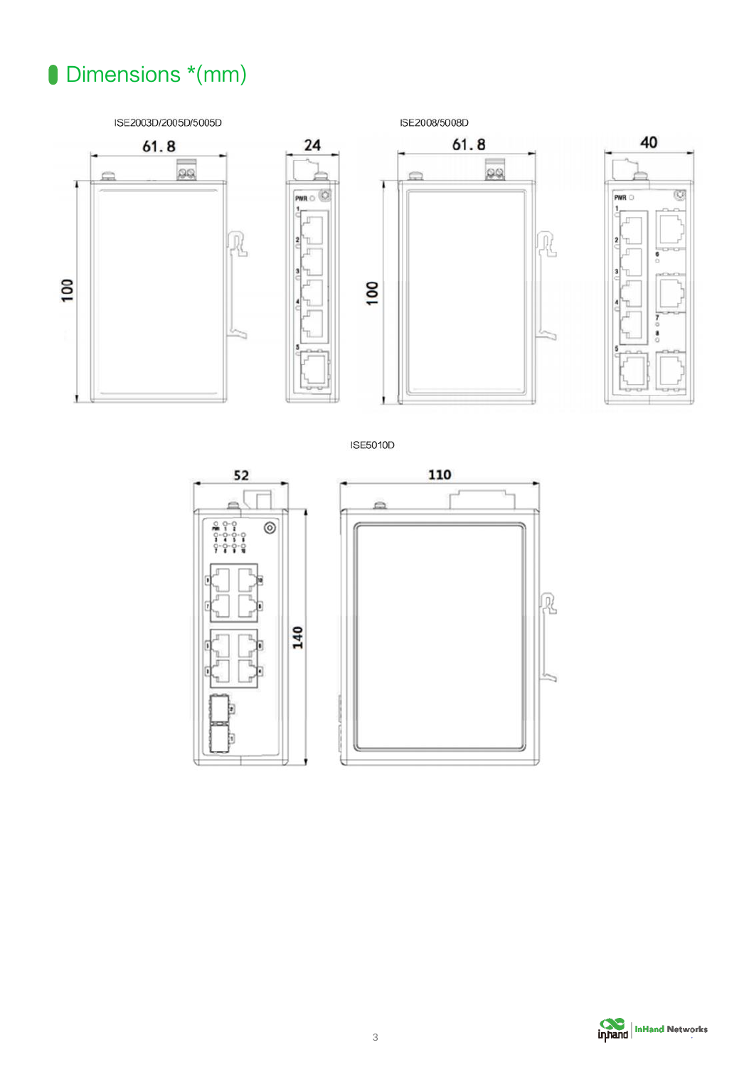## Dimensions *(mm)

ISE2003D/2005D/5005D

61.8

24

100

ISE2008/5008D

61.8

40

100

ISE5010D

52

110

140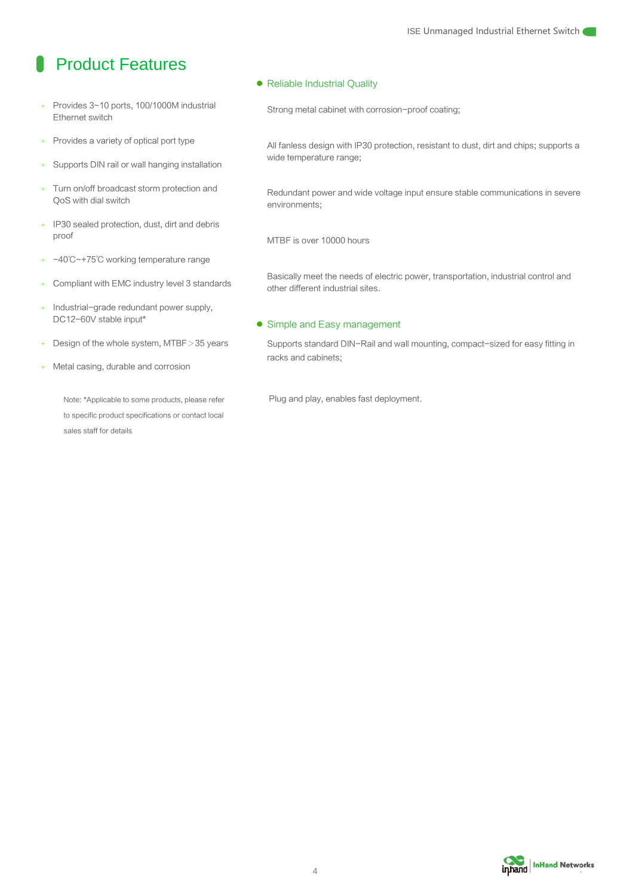# Product Features

- Provides 3~10 ports, 100/1000M industrial Ethernet switch
- Provides a variety of optical port type
- Supports DIN rail or wall hanging installation
- Turn on/off broadcast storm protection and QoS with dial switch
- IP30 sealed protection, dust, dirt and debris proof
- −40℃~+75℃ working temperature range
- Compliant with EMC industry level 3 standards
- Industrial−grade redundant power supply, DC12−60V stable input*
- Design of the whole system, MTBF＞35 years
- Metal casing, durable and corrosion

Note: *Applicable to some products, please refer to specific product specifications or contact local sales staff for details

## Reliable Industrial Quality

Strong metal cabinet with corrosion−proof coating;

All fanless design with IP30 protection, resistant to dust, dirt and chips; supports a wide temperature range;

Redundant power and wide voltage input ensure stable communications in severe environments;

MTBF is over 10000 hours

Basically meet the needs of electric power, transportation, industrial control and other different industrial sites.

## Simple and Easy management

Supports standard DIN−Rail and wall mounting, compact−sized for easy fitting in racks and cabinets;

Plug and play, enables fast deployment.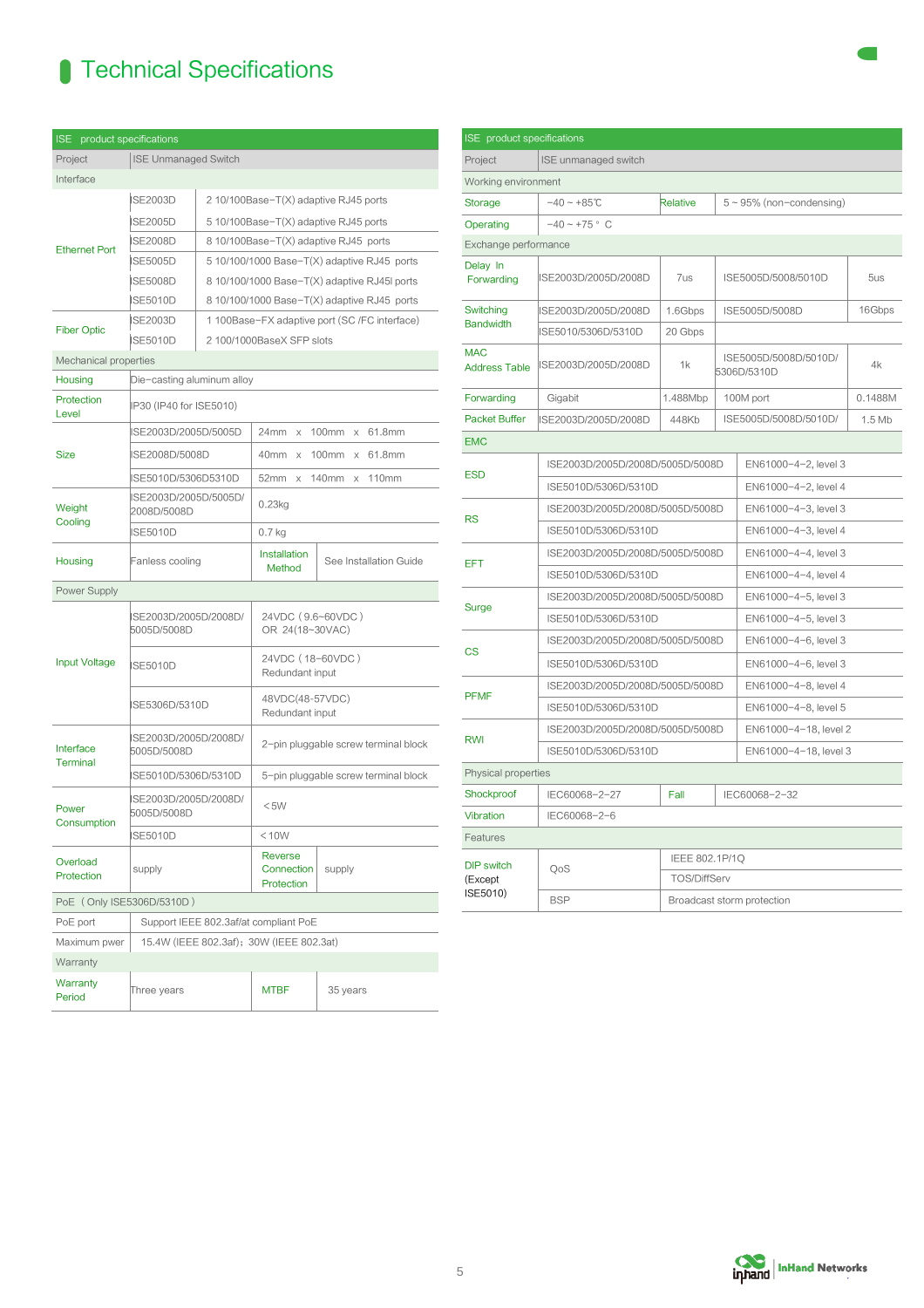# Technical Specifications

| ISE product specifications | | | | |
|---|---|---|---|---|
| Project | ISE Unmanaged Switch | | | |
| Interface | | | | |
| Ethernet Port | ISE2003D | 2 10/100Base−T(X) adaptive RJ45 ports | | |
| | ISE2005D | 5 10/100Base−T(X) adaptive RJ45 ports | | |
| | ISE2008D | 8 10/100Base−T(X) adaptive RJ45 ports | | |
| | ISE5005D | 5 10/100/1000 Base−T(X) adaptive RJ45 ports | | |
| | ISE5008D | 8 10/100/1000 Base−T(X) adaptive RJ45l ports | | |
| | ISE5010D | 8 10/100/1000 Base−T(X) adaptive RJ45 ports | | |
| Fiber Optic | ISE2003D | 1 100Base−FX adaptive port (SC /FC interface) | | |
| | ISE5010D | 2 100/1000BaseX SFP slots | | |
| Mechanical properties | | | | |
| Housing | Die−casting aluminum alloy | | | |
| Protection Level | IP30 (IP40 for ISE5010) | | | |
| Size | ISE2003D/2005D/5005D | 24mm x 100mm x 61.8mm | | |
| | ISE2008D/5008D | 40mm x 100mm x 61.8mm | | |
| | ISE5010D/5306D5310D | 52mm x 140mm x 110mm | | |
| Weight Cooling | ISE2003D/2005D/5005D/2008D/5008D | 0.23kg | | |
| | ISE5010D | 0.7 kg | | |
| Housing | Fanless cooling | Installation Method | See Installation Guide | |
| Power Supply | | | | |
| Input Voltage | ISE2003D/2005D/2008D/5005D/5008D | 24VDC（9.6~60VDC） OR 24(18~30VAC) | | |
| | ISE5010D | 24VDC（18~60VDC） Redundant input | | |
| | ISE5306D/5310D | 48VDC(48-57VDC) Redundant input | | |
| Interface Terminal | ISE2003D/2005D/2008D/5005D/5008D | 2−pin pluggable screw terminal block | | |
| | ISE5010D/5306D/5310D | 5−pin pluggable screw terminal block | | |
| Power Consumption | ISE2003D/2005D/2008D/5005D/5008D | ＜5W | | |
| | ISE5010D | ＜10W | | |
| Overload Protection | supply | Reverse Connection Protection | supply | |
| PoE（Only ISE5306D/5310D） | | | | |
| PoE port | Support IEEE 802.3af/at compliant PoE | | | |
| Maximum pwer | 15.4W (IEEE 802.3af)；30W (IEEE 802.3at) | | | |
| Warranty | | | | |
| Warranty Period | Three years | MTBF | 35 years | |

| ISE product specifications | | | | |
|---|---|---|---|---|
| Project | ISE unmanaged switch | | | |
| Working environment | | | | |
| Storage | −40 ~ +85℃ | Relative | 5 ~ 95% (non−condensing) | |
| Operating | −40 ~ +75 ° C | | | |
| Exchange performance | | | | |
| Delay In Forwarding | ISE2003D/2005D/2008D | 7us | ISE5005D/5008/5010D | 5us |
| Switching Bandwidth | ISE2003D/2005D/2008D | 1.6Gbps | ISE5005D/5008D | 16Gbps |
| | ISE5010/5306D/5310D | 20 Gbps | | |
| MAC Address Table | ISE2003D/2005D/2008D | 1k | ISE5005D/5008D/5010D/5306D/5310D | 4k |
| Forwarding | Gigabit | 1.488Mbp | 100M port | 0.1488M |
| Packet Buffer | ISE2003D/2005D/2008D | 448Kb | ISE5005D/5008D/5010D/ | 1.5 Mb |
| EMC | | | | |
| ESD | ISE2003D/2005D/2008D/5005D/5008D | EN61000−4−2, level 3 | | |
| | ISE5010D/5306D/5310D | EN61000−4−2, level 4 | | |
| RS | ISE2003D/2005D/2008D/5005D/5008D | EN61000−4−3, level 3 | | |
| | ISE5010D/5306D/5310D | EN61000−4−3, level 4 | | |
| EFT | ISE2003D/2005D/2008D/5005D/5008D | EN61000−4−4, level 3 | | |
| | ISE5010D/5306D/5310D | EN61000−4−4, level 4 | | |
| Surge | ISE2003D/2005D/2008D/5005D/5008D | EN61000−4−5, level 3 | | |
| | ISE5010D/5306D/5310D | EN61000−4−5, level 3 | | |
| CS | ISE2003D/2005D/2008D/5005D/5008D | EN61000−4−6, level 3 | | |
| | ISE5010D/5306D/5310D | EN61000−4−6, level 3 | | |
| PFMF | ISE2003D/2005D/2008D/5005D/5008D | EN61000−4−8, level 4 | | |
| | ISE5010D/5306D/5310D | EN61000−4−8, level 5 | | |
| RWI | ISE2003D/2005D/2008D/5005D/5008D | EN61000−4−18, level 2 | | |
| | ISE5010D/5306D/5310D | EN61000−4−18, level 3 | | |
| Physical properties | | | | |
| Shockproof | IEC60068−2−27 | Fall | IEC60068−2−32 | |
| Vibration | IEC60068−2−6 | | | |
| Features | | | | |
| DIP switch (Except ISE5010) | QoS | IEEE 802.1P/1Q | | |
| | | TOS/DiffServ | | |
| | BSP | Broadcast storm protection | | |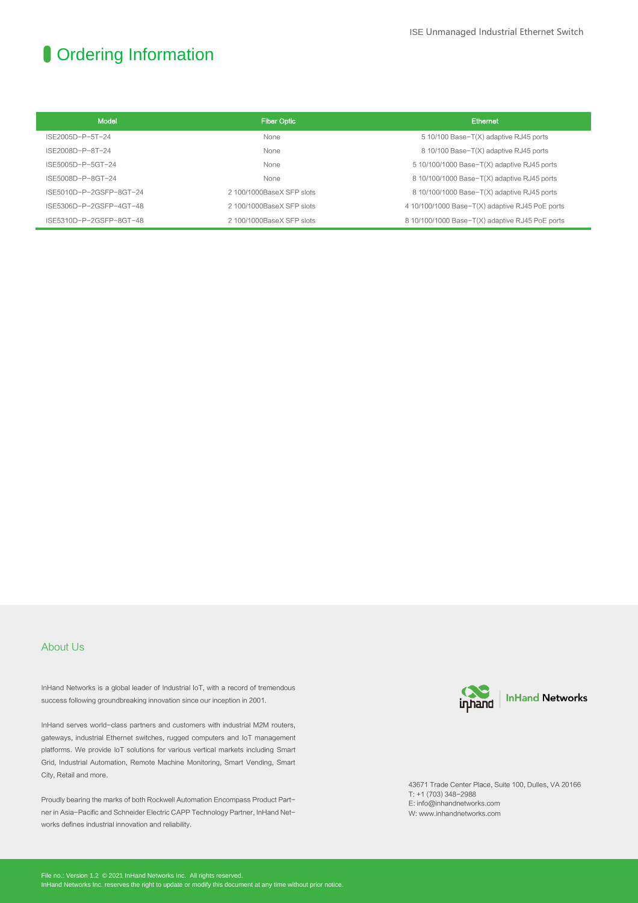# Ordering Information

| Model | Fiber Optic | Ethernet |
|---|---|---|
| ISE2005D-P-5T-24 | None | 5 10/100 Base-T(X) adaptive RJ45 ports |
| ISE2008D-P-8T-24 | None | 8 10/100 Base-T(X) adaptive RJ45 ports |
| ISE5005D-P-5GT-24 | None | 5 10/100/1000 Base-T(X) adaptive RJ45 ports |
| ISE5008D-P-8GT-24 | None | 8 10/100/1000 Base-T(X) adaptive RJ45 ports |
| ISE5010D-P-2GSFP-8GT-24 | 2 100/1000BaseX SFP slots | 8 10/100/1000 Base-T(X) adaptive RJ45 ports |
| ISE5306D-P-2GSFP-4GT-48 | 2 100/1000BaseX SFP slots | 4 10/100/1000 Base-T(X) adaptive RJ45 PoE ports |
| ISE5310D-P-2GSFP-8GT-48 | 2 100/1000BaseX SFP slots | 8 10/100/1000 Base-T(X) adaptive RJ45 PoE ports |

## About Us

InHand Networks is a global leader of Industrial IoT, with a record of tremendous success following groundbreaking innovation since our inception in 2001.

InHand serves world-class partners and customers with industrial M2M routers, gateways, industrial Ethernet switches, rugged computers and IoT management platforms. We provide IoT solutions for various vertical markets including Smart Grid, Industrial Automation, Remote Machine Monitoring, Smart Vending, Smart City, Retail and more.

Proudly bearing the marks of both Rockwell Automation Encompass Product Partner in Asia-Pacific and Schneider Electric CAPP Technology Partner, InHand Networks defines industrial innovation and reliability.

InHand Networks

43671 Trade Center Place, Suite 100, Dulles, VA 20166
T: +1 (703) 348-2988
E: info@inhandnetworks.com
W: www.inhandnetworks.com

File no.: Version 1.2 © 2021 InHand Networks Inc. All rights reserved.
InHand Networks Inc. reserves the right to update or modify this document at any time without prior notice.